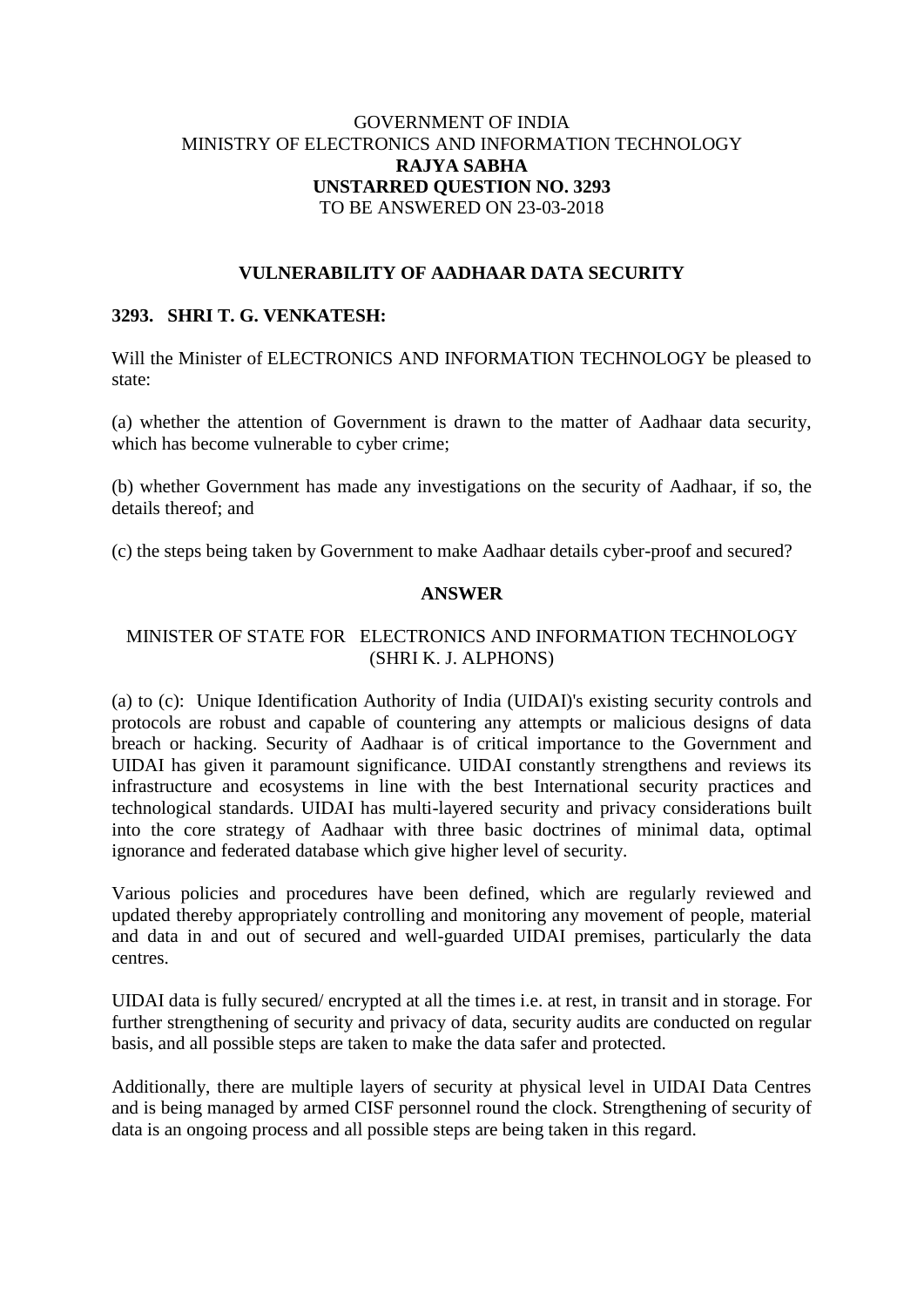GOVERNMENT OF INDIA
MINISTRY OF ELECTRONICS AND INFORMATION TECHNOLOGY
**RAJYA SABHA**
**UNSTARRED QUESTION NO. 3293**
TO BE ANSWERED ON 23-03-2018

## VULNERABILITY OF AADHAAR DATA SECURITY

**3293. SHRI T. G. VENKATESH:**

Will the Minister of ELECTRONICS AND INFORMATION TECHNOLOGY be pleased to state:

(a) whether the attention of Government is drawn to the matter of Aadhaar data security, which has become vulnerable to cyber crime;

(b) whether Government has made any investigations on the security of Aadhaar, if so, the details thereof; and

(c) the steps being taken by Government to make Aadhaar details cyber-proof and secured?

**ANSWER**

MINISTER OF STATE FOR ELECTRONICS AND INFORMATION TECHNOLOGY
(SHRI K. J. ALPHONS)

(a) to (c): Unique Identification Authority of India (UIDAI)'s existing security controls and protocols are robust and capable of countering any attempts or malicious designs of data breach or hacking. Security of Aadhaar is of critical importance to the Government and UIDAI has given it paramount significance. UIDAI constantly strengthens and reviews its infrastructure and ecosystems in line with the best International security practices and technological standards. UIDAI has multi-layered security and privacy considerations built into the core strategy of Aadhaar with three basic doctrines of minimal data, optimal ignorance and federated database which give higher level of security.

Various policies and procedures have been defined, which are regularly reviewed and updated thereby appropriately controlling and monitoring any movement of people, material and data in and out of secured and well-guarded UIDAI premises, particularly the data centres.

UIDAI data is fully secured/ encrypted at all the times i.e. at rest, in transit and in storage. For further strengthening of security and privacy of data, security audits are conducted on regular basis, and all possible steps are taken to make the data safer and protected.

Additionally, there are multiple layers of security at physical level in UIDAI Data Centres and is being managed by armed CISF personnel round the clock. Strengthening of security of data is an ongoing process and all possible steps are being taken in this regard.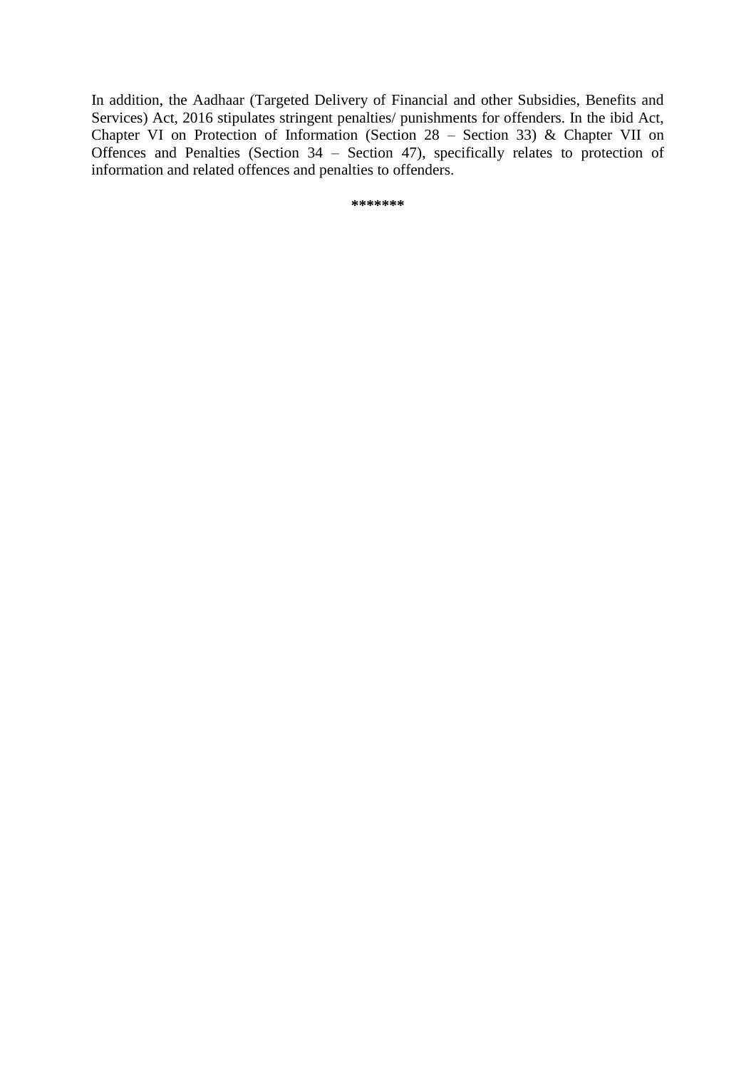In addition, the Aadhaar (Targeted Delivery of Financial and other Subsidies, Benefits and Services) Act, 2016 stipulates stringent penalties/ punishments for offenders. In the ibid Act, Chapter VI on Protection of Information (Section 28 – Section 33) & Chapter VII on Offences and Penalties (Section 34 – Section 47), specifically relates to protection of information and related offences and penalties to offenders.

*******